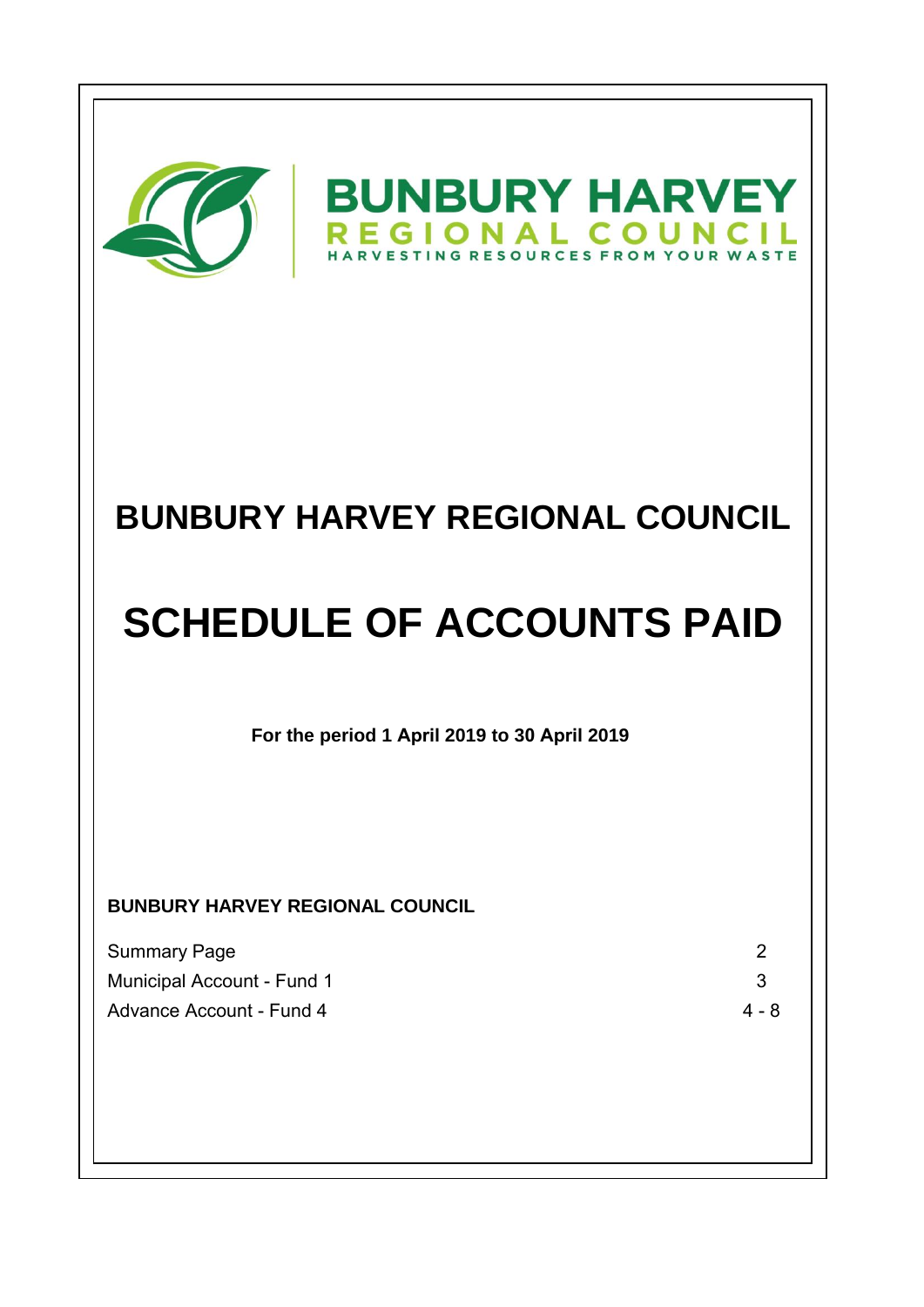BUNBURY HARVEY
REGIONAL COUNCIL
HARVESTING RESOURCES FROM YOUR WASTE

# BUNBURY HARVEY REGIONAL COUNCIL

# SCHEDULE OF ACCOUNTS PAID

**For the period 1 April 2019 to 30 April 2019**

**BUNBURY HARVEY REGIONAL COUNCIL**

| | |
|---|---|
| Summary Page | 2 |
| Municipal Account - Fund 1 | 3 |
| Advance Account - Fund 4 | 4 - 8 |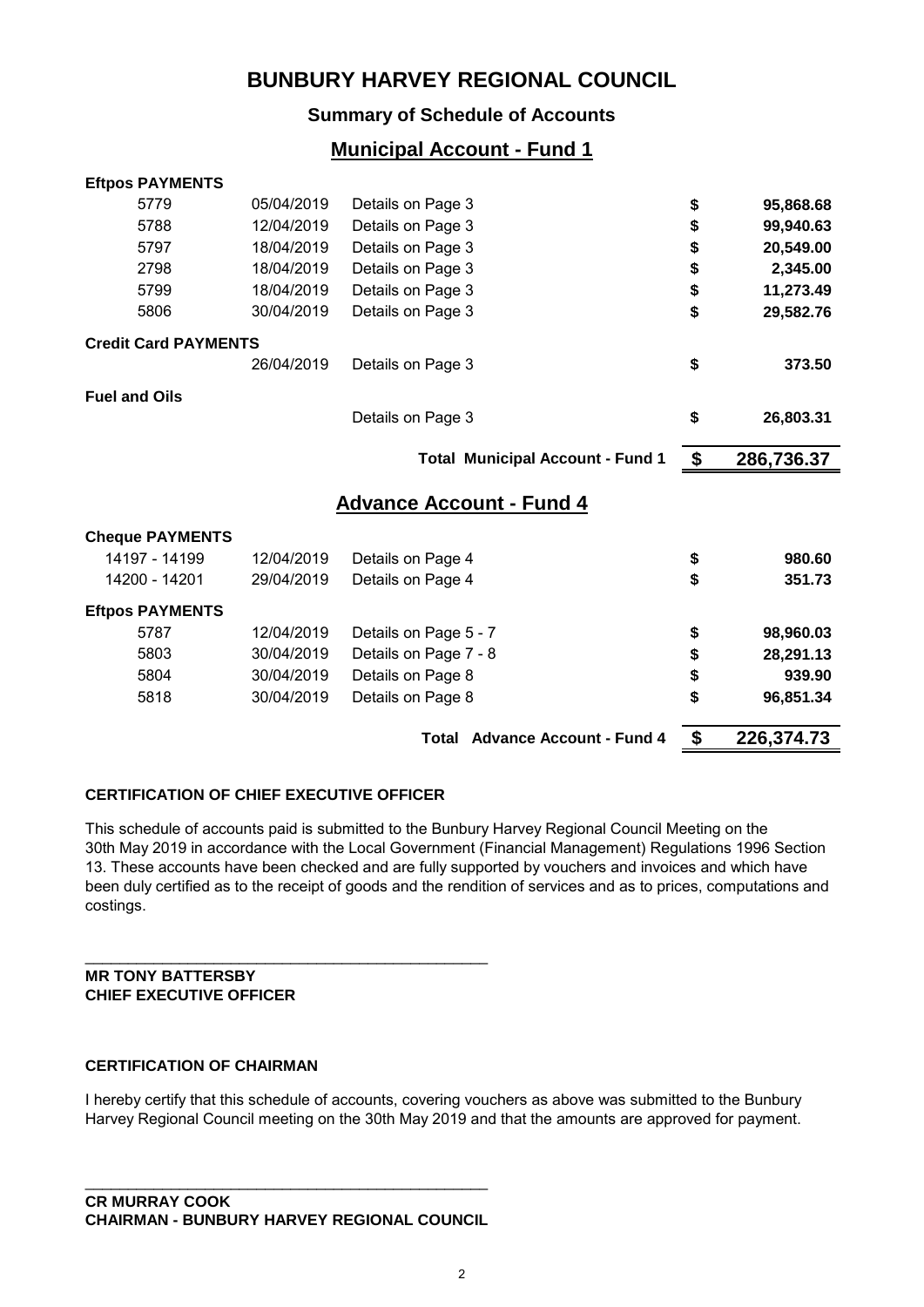# BUNBURY HARVEY REGIONAL COUNCIL

### Summary of Schedule of Accounts

## Municipal Account - Fund 1

| | | | | |
|---|---|---|---|---|
| **Eftpos PAYMENTS** | | | | |
| 5779 | 05/04/2019 | Details on Page 3 | $ | 95,868.68 |
| 5788 | 12/04/2019 | Details on Page 3 | $ | 99,940.63 |
| 5797 | 18/04/2019 | Details on Page 3 | $ | 20,549.00 |
| 2798 | 18/04/2019 | Details on Page 3 | $ | 2,345.00 |
| 5799 | 18/04/2019 | Details on Page 3 | $ | 11,273.49 |
| 5806 | 30/04/2019 | Details on Page 3 | $ | 29,582.76 |
| **Credit Card PAYMENTS** | | | | |
| | 26/04/2019 | Details on Page 3 | $ | 373.50 |
| **Fuel and Oils** | | | | |
| | | Details on Page 3 | $ | 26,803.31 |
| | | **Total Municipal Account - Fund 1** | **$** | **286,736.37** |

## Advance Account - Fund 4

| | | | | |
|---|---|---|---|---|
| **Cheque PAYMENTS** | | | | |
| 14197 - 14199 | 12/04/2019 | Details on Page 4 | $ | 980.60 |
| 14200 - 14201 | 29/04/2019 | Details on Page 4 | $ | 351.73 |
| **Eftpos PAYMENTS** | | | | |
| 5787 | 12/04/2019 | Details on Page 5 - 7 | $ | 98,960.03 |
| 5803 | 30/04/2019 | Details on Page 7 - 8 | $ | 28,291.13 |
| 5804 | 30/04/2019 | Details on Page 8 | $ | 939.90 |
| 5818 | 30/04/2019 | Details on Page 8 | $ | 96,851.34 |
| | | **Total Advance Account - Fund 4** | **$** | **226,374.73** |

**CERTIFICATION OF CHIEF EXECUTIVE OFFICER**

This schedule of accounts paid is submitted to the Bunbury Harvey Regional Council Meeting on the 30th May 2019 in accordance with the Local Government (Financial Management) Regulations 1996 Section 13. These accounts have been checked and are fully supported by vouchers and invoices and which have been duly certified as to the receipt of goods and the rendition of services and as to prices, computations and costings.

\_\_\_\_\_\_\_\_\_\_\_\_\_\_\_\_\_\_\_\_\_\_\_\_\_\_\_\_\_\_\_\_\_\_\_\_\_\_\_\_

**MR TONY BATTERSBY**
**CHIEF EXECUTIVE OFFICER**

**CERTIFICATION OF CHAIRMAN**

I hereby certify that this schedule of accounts, covering vouchers as above was submitted to the Bunbury Harvey Regional Council meeting on the 30th May 2019 and that the amounts are approved for payment.

\_\_\_\_\_\_\_\_\_\_\_\_\_\_\_\_\_\_\_\_\_\_\_\_\_\_\_\_\_\_\_\_\_\_\_\_\_\_\_\_

**CR MURRAY COOK**
**CHAIRMAN - BUNBURY HARVEY REGIONAL COUNCIL**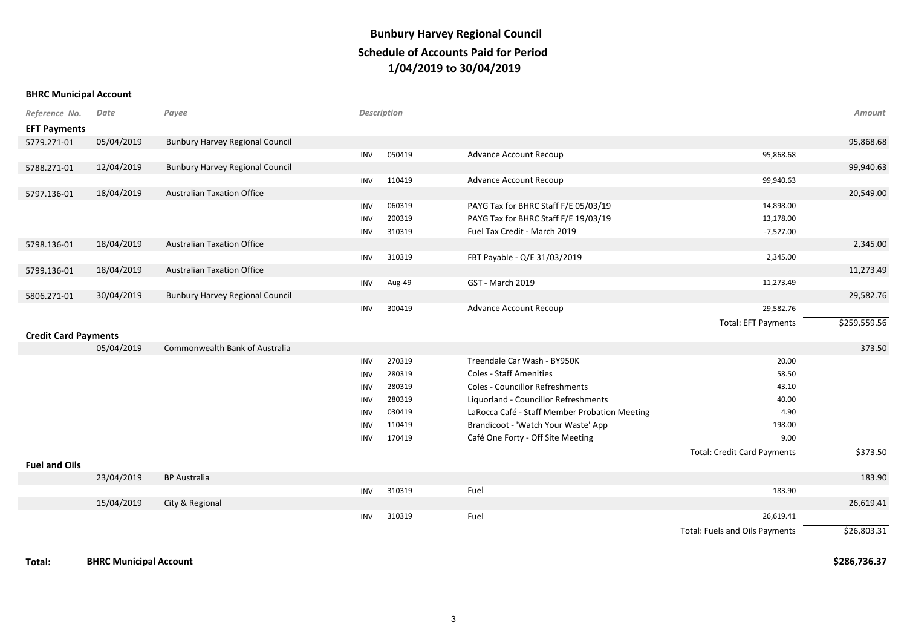# Bunbury Harvey Regional Council

## Schedule of Accounts Paid for Period

## 1/04/2019 to 30/04/2019

**BHRC Municipal Account**

| Reference No. | Date | Payee | Description | | | | Amount |
|---|---|---|---|---|---|---|---|
| **EFT Payments** | | | | | | | |
| 5779.271-01 | 05/04/2019 | Bunbury Harvey Regional Council | | | | | 95,868.68 |
| | | | INV | 050419 | Advance Account Recoup | 95,868.68 | |
| 5788.271-01 | 12/04/2019 | Bunbury Harvey Regional Council | | | | | 99,940.63 |
| | | | INV | 110419 | Advance Account Recoup | 99,940.63 | |
| 5797.136-01 | 18/04/2019 | Australian Taxation Office | | | | | 20,549.00 |
| | | | INV | 060319 | PAYG Tax for BHRC Staff F/E 05/03/19 | 14,898.00 | |
| | | | INV | 200319 | PAYG Tax for BHRC Staff F/E 19/03/19 | 13,178.00 | |
| | | | INV | 310319 | Fuel Tax Credit - March 2019 | -7,527.00 | |
| 5798.136-01 | 18/04/2019 | Australian Taxation Office | | | | | 2,345.00 |
| | | | INV | 310319 | FBT Payable - Q/E 31/03/2019 | 2,345.00 | |
| 5799.136-01 | 18/04/2019 | Australian Taxation Office | | | | | 11,273.49 |
| | | | INV | Aug-49 | GST - March 2019 | 11,273.49 | |
| 5806.271-01 | 30/04/2019 | Bunbury Harvey Regional Council | | | | | 29,582.76 |
| | | | INV | 300419 | Advance Account Recoup | 29,582.76 | |
| | | | | | | Total: EFT Payments | $259,559.56 |
| **Credit Card Payments** | | | | | | | |
| | 05/04/2019 | Commonwealth Bank of Australia | | | | | 373.50 |
| | | | INV | 270319 | Treendale Car Wash - BY950K | 20.00 | |
| | | | INV | 280319 | Coles - Staff Amenities | 58.50 | |
| | | | INV | 280319 | Coles - Councillor Refreshments | 43.10 | |
| | | | INV | 280319 | Liquorland - Councillor Refreshments | 40.00 | |
| | | | INV | 030419 | LaRocca Café - Staff Member Probation Meeting | 4.90 | |
| | | | INV | 110419 | Brandicoot - 'Watch Your Waste' App | 198.00 | |
| | | | INV | 170419 | Café One Forty - Off Site Meeting | 9.00 | |
| | | | | | | Total: Credit Card Payments | $373.50 |
| **Fuel and Oils** | | | | | | | |
| | 23/04/2019 | BP Australia | | | | | 183.90 |
| | | | INV | 310319 | Fuel | 183.90 | |
| | 15/04/2019 | City & Regional | | | | | 26,619.41 |
| | | | INV | 310319 | Fuel | 26,619.41 | |
| | | | | | | Total: Fuels and Oils Payments | $26,803.31 |

**Total: BHRC Municipal Account** **$286,736.37**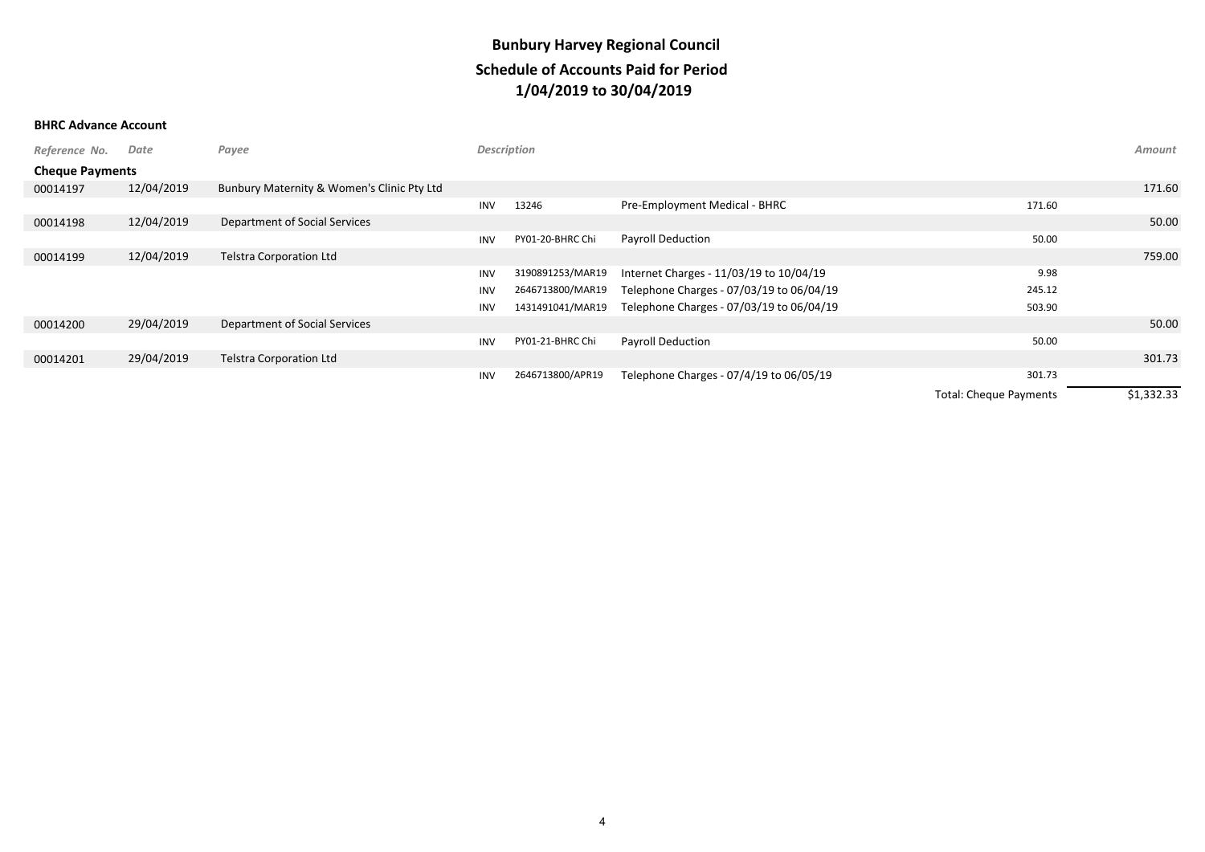# Bunbury Harvey Regional Council

## Schedule of Accounts Paid for Period
## 1/04/2019 to 30/04/2019

**BHRC Advance Account**

| *Reference No.* | *Date* | *Payee* | *Description* | | | | *Amount* |
|---|---|---|---|---|---|---|---|
| **Cheque Payments** | | | | | | | |
| 00014197 | 12/04/2019 | Bunbury Maternity & Women's Clinic Pty Ltd | | | | | 171.60 |
| | | | INV | 13246 | Pre-Employment Medical - BHRC | 171.60 | |
| 00014198 | 12/04/2019 | Department of Social Services | | | | | 50.00 |
| | | | INV | PY01-20-BHRC Chi | Payroll Deduction | 50.00 | |
| 00014199 | 12/04/2019 | Telstra Corporation Ltd | | | | | 759.00 |
| | | | INV | 3190891253/MAR19 | Internet Charges - 11/03/19 to 10/04/19 | 9.98 | |
| | | | INV | 2646713800/MAR19 | Telephone Charges - 07/03/19 to 06/04/19 | 245.12 | |
| | | | INV | 1431491041/MAR19 | Telephone Charges - 07/03/19 to 06/04/19 | 503.90 | |
| 00014200 | 29/04/2019 | Department of Social Services | | | | | 50.00 |
| | | | INV | PY01-21-BHRC Chi | Payroll Deduction | 50.00 | |
| 00014201 | 29/04/2019 | Telstra Corporation Ltd | | | | | 301.73 |
| | | | INV | 2646713800/APR19 | Telephone Charges - 07/4/19 to 06/05/19 | 301.73 | |
| | | | | | | Total: Cheque Payments | $1,332.33 |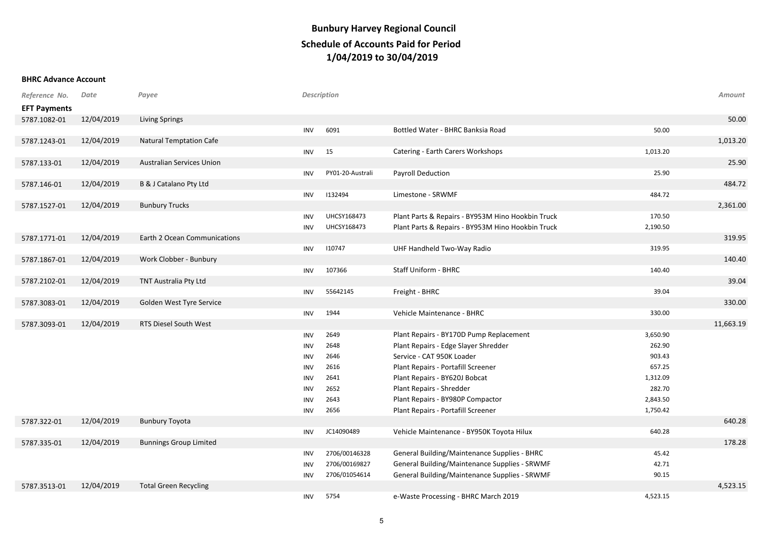# Bunbury Harvey Regional Council

## Schedule of Accounts Paid for Period

## 1/04/2019 to 30/04/2019

**BHRC Advance Account**

| *Reference No.* | *Date* | *Payee* | *Description* | | | | *Amount* |
|---|---|---|---|---|---|---|---|
| **EFT Payments** | | | | | | | |
| 5787.1082-01 | 12/04/2019 | Living Springs | | | | | 50.00 |
| | | | INV | 6091 | Bottled Water - BHRC Banksia Road | 50.00 | |
| 5787.1243-01 | 12/04/2019 | Natural Temptation Cafe | | | | | 1,013.20 |
| | | | INV | 15 | Catering - Earth Carers Workshops | 1,013.20 | |
| 5787.133-01 | 12/04/2019 | Australian Services Union | | | | | 25.90 |
| | | | INV | PY01-20-Australi | Payroll Deduction | 25.90 | |
| 5787.146-01 | 12/04/2019 | B & J Catalano Pty Ltd | | | | | 484.72 |
| | | | INV | I132494 | Limestone - SRWMF | 484.72 | |
| 5787.1527-01 | 12/04/2019 | Bunbury Trucks | | | | | 2,361.00 |
| | | | INV | UHCSY168473 | Plant Parts & Repairs - BY953M Hino Hookbin Truck | 170.50 | |
| | | | INV | UHCSY168473 | Plant Parts & Repairs - BY953M Hino Hookbin Truck | 2,190.50 | |
| 5787.1771-01 | 12/04/2019 | Earth 2 Ocean Communications | | | | | 319.95 |
| | | | INV | I10747 | UHF Handheld Two-Way Radio | 319.95 | |
| 5787.1867-01 | 12/04/2019 | Work Clobber - Bunbury | | | | | 140.40 |
| | | | INV | 107366 | Staff Uniform - BHRC | 140.40 | |
| 5787.2102-01 | 12/04/2019 | TNT Australia Pty Ltd | | | | | 39.04 |
| | | | INV | 55642145 | Freight - BHRC | 39.04 | |
| 5787.3083-01 | 12/04/2019 | Golden West Tyre Service | | | | | 330.00 |
| | | | INV | 1944 | Vehicle Maintenance - BHRC | 330.00 | |
| 5787.3093-01 | 12/04/2019 | RTS Diesel South West | | | | | 11,663.19 |
| | | | INV | 2649 | Plant Repairs - BY170D Pump Replacement | 3,650.90 | |
| | | | INV | 2648 | Plant Repairs - Edge Slayer Shredder | 262.90 | |
| | | | INV | 2646 | Service - CAT 950K Loader | 903.43 | |
| | | | INV | 2616 | Plant Repairs - Portafill Screener | 657.25 | |
| | | | INV | 2641 | Plant Repairs - BY620J Bobcat | 1,312.09 | |
| | | | INV | 2652 | Plant Repairs - Shredder | 282.70 | |
| | | | INV | 2643 | Plant Repairs - BY980P Compactor | 2,843.50 | |
| | | | INV | 2656 | Plant Repairs - Portafill Screener | 1,750.42 | |
| 5787.322-01 | 12/04/2019 | Bunbury Toyota | | | | | 640.28 |
| | | | INV | JC14090489 | Vehicle Maintenance - BY950K Toyota Hilux | 640.28 | |
| 5787.335-01 | 12/04/2019 | Bunnings Group Limited | | | | | 178.28 |
| | | | INV | 2706/00146328 | General Building/Maintenance Supplies - BHRC | 45.42 | |
| | | | INV | 2706/00169827 | General Building/Maintenance Supplies - SRWMF | 42.71 | |
| | | | INV | 2706/01054614 | General Building/Maintenance Supplies - SRWMF | 90.15 | |
| 5787.3513-01 | 12/04/2019 | Total Green Recycling | | | | | 4,523.15 |
| | | | INV | 5754 | e-Waste Processing - BHRC March 2019 | 4,523.15 | |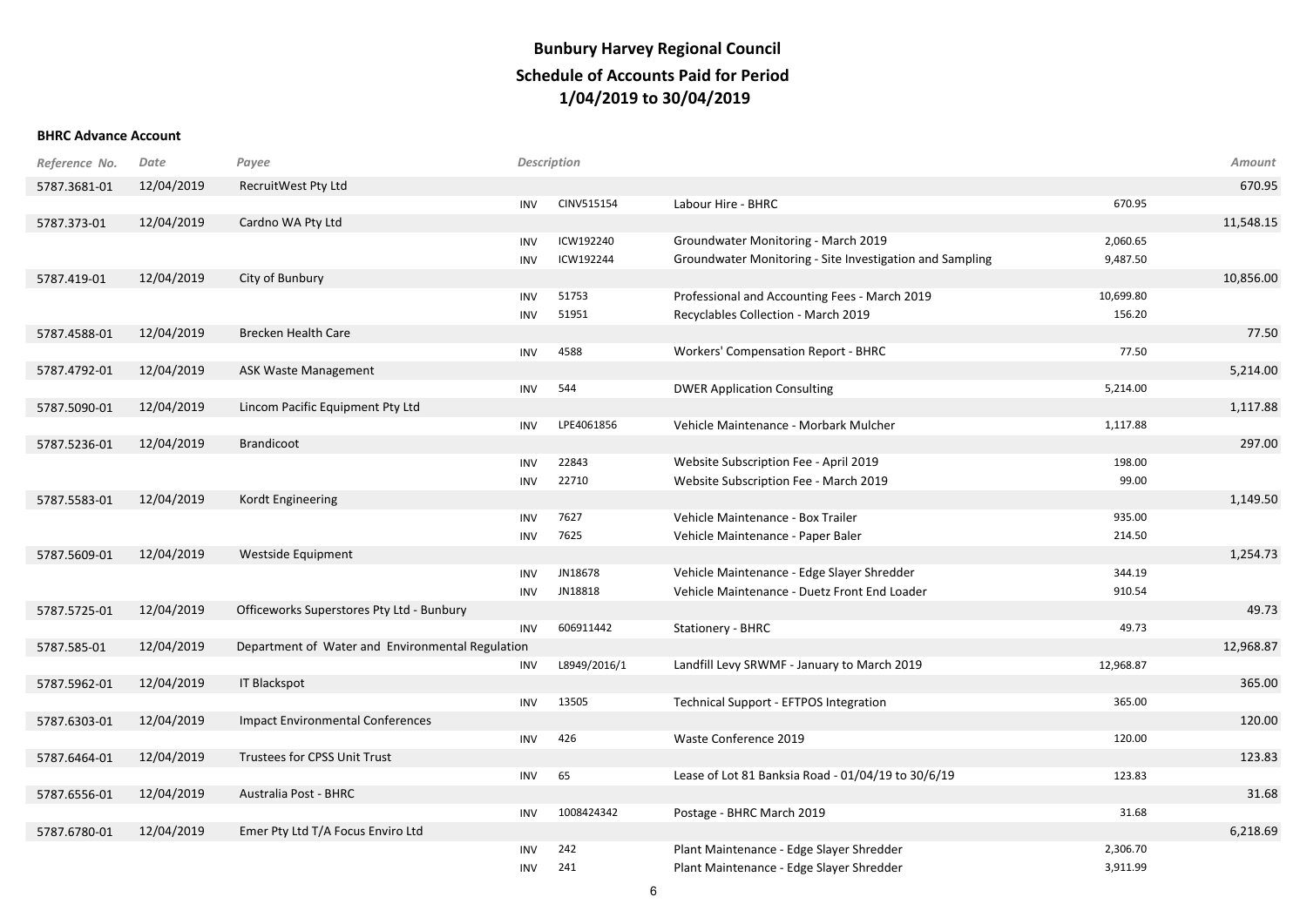# Bunbury Harvey Regional Council

## Schedule of Accounts Paid for Period

## 1/04/2019 to 30/04/2019

**BHRC Advance Account**

| *Reference No.* | *Date* | *Payee* | *Description* | | | | *Amount* |
|---|---|---|---|---|---|---|---|
| 5787.3681-01 | 12/04/2019 | RecruitWest Pty Ltd | | | | | 670.95 |
| | | | INV | CINV515154 | Labour Hire - BHRC | 670.95 | |
| 5787.373-01 | 12/04/2019 | Cardno WA Pty Ltd | | | | | 11,548.15 |
| | | | INV | ICW192240 | Groundwater Monitoring - March 2019 | 2,060.65 | |
| | | | INV | ICW192244 | Groundwater Monitoring - Site Investigation and Sampling | 9,487.50 | |
| 5787.419-01 | 12/04/2019 | City of Bunbury | | | | | 10,856.00 |
| | | | INV | 51753 | Professional and Accounting Fees - March 2019 | 10,699.80 | |
| | | | INV | 51951 | Recyclables Collection - March 2019 | 156.20 | |
| 5787.4588-01 | 12/04/2019 | Brecken Health Care | | | | | 77.50 |
| | | | INV | 4588 | Workers' Compensation Report - BHRC | 77.50 | |
| 5787.4792-01 | 12/04/2019 | ASK Waste Management | | | | | 5,214.00 |
| | | | INV | 544 | DWER Application Consulting | 5,214.00 | |
| 5787.5090-01 | 12/04/2019 | Lincom Pacific Equipment Pty Ltd | | | | | 1,117.88 |
| | | | INV | LPE4061856 | Vehicle Maintenance - Morbark Mulcher | 1,117.88 | |
| 5787.5236-01 | 12/04/2019 | Brandicoot | | | | | 297.00 |
| | | | INV | 22843 | Website Subscription Fee - April 2019 | 198.00 | |
| | | | INV | 22710 | Website Subscription Fee - March 2019 | 99.00 | |
| 5787.5583-01 | 12/04/2019 | Kordt Engineering | | | | | 1,149.50 |
| | | | INV | 7627 | Vehicle Maintenance - Box Trailer | 935.00 | |
| | | | INV | 7625 | Vehicle Maintenance - Paper Baler | 214.50 | |
| 5787.5609-01 | 12/04/2019 | Westside Equipment | | | | | 1,254.73 |
| | | | INV | JN18678 | Vehicle Maintenance - Edge Slayer Shredder | 344.19 | |
| | | | INV | JN18818 | Vehicle Maintenance - Duetz Front End Loader | 910.54 | |
| 5787.5725-01 | 12/04/2019 | Officeworks Superstores Pty Ltd - Bunbury | | | | | 49.73 |
| | | | INV | 606911442 | Stationery - BHRC | 49.73 | |
| 5787.585-01 | 12/04/2019 | Department of Water and Environmental Regulation | | | | | 12,968.87 |
| | | | INV | L8949/2016/1 | Landfill Levy SRWMF - January to March 2019 | 12,968.87 | |
| 5787.5962-01 | 12/04/2019 | IT Blackspot | | | | | 365.00 |
| | | | INV | 13505 | Technical Support - EFTPOS Integration | 365.00 | |
| 5787.6303-01 | 12/04/2019 | Impact Environmental Conferences | | | | | 120.00 |
| | | | INV | 426 | Waste Conference 2019 | 120.00 | |
| 5787.6464-01 | 12/04/2019 | Trustees for CPSS Unit Trust | | | | | 123.83 |
| | | | INV | 65 | Lease of Lot 81 Banksia Road - 01/04/19 to 30/6/19 | 123.83 | |
| 5787.6556-01 | 12/04/2019 | Australia Post - BHRC | | | | | 31.68 |
| | | | INV | 1008424342 | Postage - BHRC March 2019 | 31.68 | |
| 5787.6780-01 | 12/04/2019 | Emer Pty Ltd T/A Focus Enviro Ltd | | | | | 6,218.69 |
| | | | INV | 242 | Plant Maintenance - Edge Slayer Shredder | 2,306.70 | |
| | | | INV | 241 | Plant Maintenance - Edge Slayer Shredder | 3,911.99 | |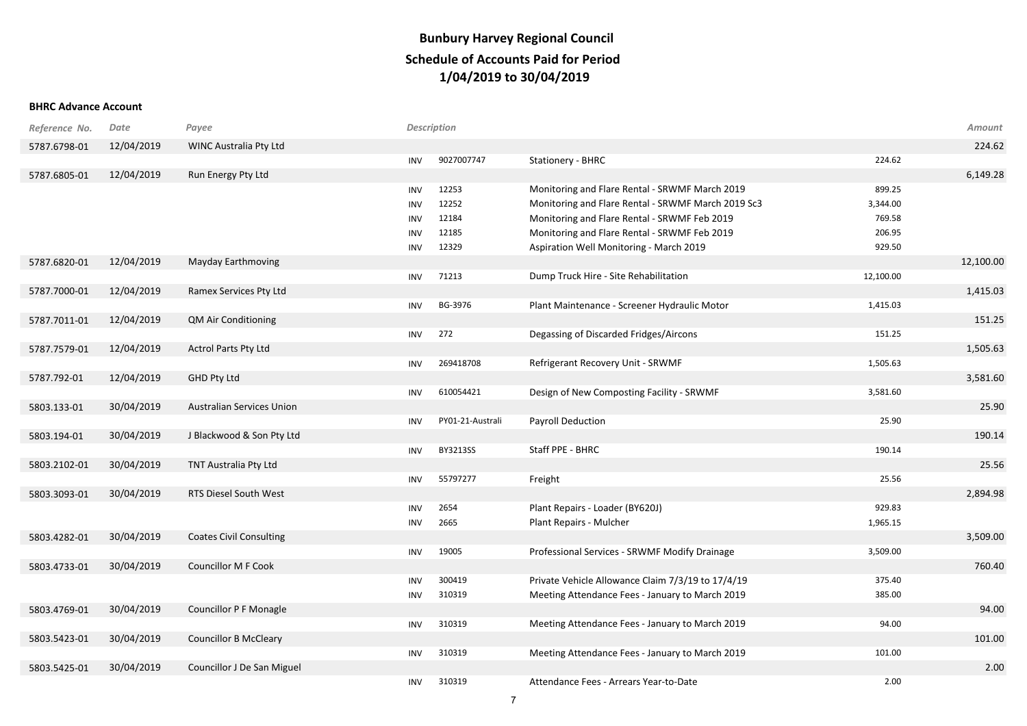# Bunbury Harvey Regional Council

## Schedule of Accounts Paid for Period

## 1/04/2019 to 30/04/2019

**BHRC Advance Account**

| *Reference No.* | *Date* | *Payee* | *Description* | | | | *Amount* |
|---|---|---|---|---|---|---|---|
| 5787.6798-01 | 12/04/2019 | WINC Australia Pty Ltd | | | | | 224.62 |
| | | | INV | 9027007747 | Stationery - BHRC | 224.62 | |
| 5787.6805-01 | 12/04/2019 | Run Energy Pty Ltd | | | | | 6,149.28 |
| | | | INV | 12253 | Monitoring and Flare Rental - SRWMF March 2019 | 899.25 | |
| | | | INV | 12252 | Monitoring and Flare Rental - SRWMF March 2019 Sc3 | 3,344.00 | |
| | | | INV | 12184 | Monitoring and Flare Rental - SRWMF Feb 2019 | 769.58 | |
| | | | INV | 12185 | Monitoring and Flare Rental - SRWMF Feb 2019 | 206.95 | |
| | | | INV | 12329 | Aspiration Well Monitoring - March 2019 | 929.50 | |
| 5787.6820-01 | 12/04/2019 | Mayday Earthmoving | | | | | 12,100.00 |
| | | | INV | 71213 | Dump Truck Hire - Site Rehabilitation | 12,100.00 | |
| 5787.7000-01 | 12/04/2019 | Ramex Services Pty Ltd | | | | | 1,415.03 |
| | | | INV | BG-3976 | Plant Maintenance - Screener Hydraulic Motor | 1,415.03 | |
| 5787.7011-01 | 12/04/2019 | QM Air Conditioning | | | | | 151.25 |
| | | | INV | 272 | Degassing of Discarded Fridges/Aircons | 151.25 | |
| 5787.7579-01 | 12/04/2019 | Actrol Parts Pty Ltd | | | | | 1,505.63 |
| | | | INV | 269418708 | Refrigerant Recovery Unit - SRWMF | 1,505.63 | |
| 5787.792-01 | 12/04/2019 | GHD Pty Ltd | | | | | 3,581.60 |
| | | | INV | 610054421 | Design of New Composting Facility - SRWMF | 3,581.60 | |
| 5803.133-01 | 30/04/2019 | Australian Services Union | | | | | 25.90 |
| | | | INV | PY01-21-Australi | Payroll Deduction | 25.90 | |
| 5803.194-01 | 30/04/2019 | J Blackwood & Son Pty Ltd | | | | | 190.14 |
| | | | INV | BY3213SS | Staff PPE - BHRC | 190.14 | |
| 5803.2102-01 | 30/04/2019 | TNT Australia Pty Ltd | | | | | 25.56 |
| | | | INV | 55797277 | Freight | 25.56 | |
| 5803.3093-01 | 30/04/2019 | RTS Diesel South West | | | | | 2,894.98 |
| | | | INV | 2654 | Plant Repairs - Loader (BY620J) | 929.83 | |
| | | | INV | 2665 | Plant Repairs - Mulcher | 1,965.15 | |
| 5803.4282-01 | 30/04/2019 | Coates Civil Consulting | | | | | 3,509.00 |
| | | | INV | 19005 | Professional Services - SRWMF Modify Drainage | 3,509.00 | |
| 5803.4733-01 | 30/04/2019 | Councillor M F Cook | | | | | 760.40 |
| | | | INV | 300419 | Private Vehicle Allowance Claim 7/3/19 to 17/4/19 | 375.40 | |
| | | | INV | 310319 | Meeting Attendance Fees - January to March 2019 | 385.00 | |
| 5803.4769-01 | 30/04/2019 | Councillor P F Monagle | | | | | 94.00 |
| | | | INV | 310319 | Meeting Attendance Fees - January to March 2019 | 94.00 | |
| 5803.5423-01 | 30/04/2019 | Councillor B McCleary | | | | | 101.00 |
| | | | INV | 310319 | Meeting Attendance Fees - January to March 2019 | 101.00 | |
| 5803.5425-01 | 30/04/2019 | Councillor J De San Miguel | | | | | 2.00 |
| | | | INV | 310319 | Attendance Fees - Arrears Year-to-Date | 2.00 | |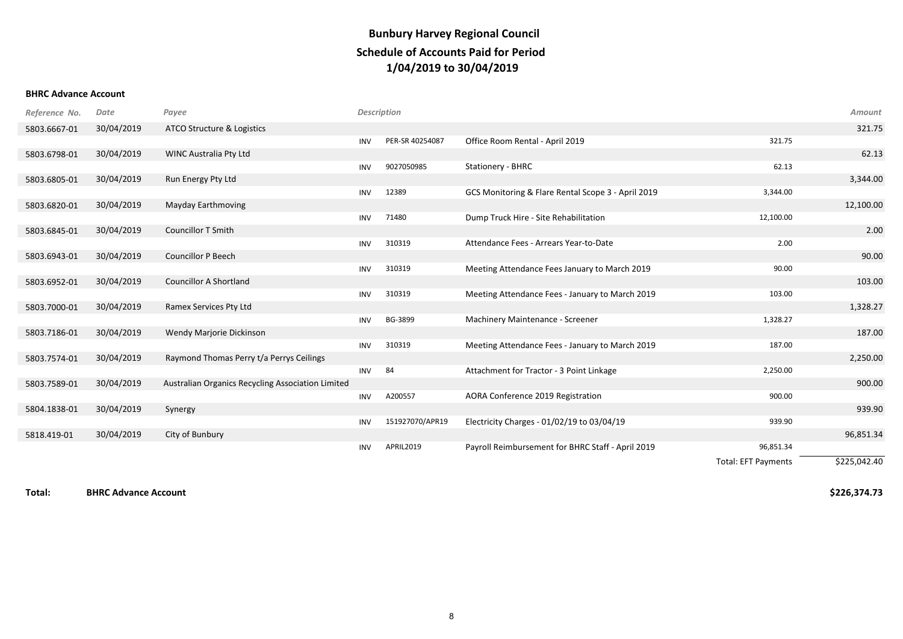# Bunbury Harvey Regional Council

## Schedule of Accounts Paid for Period
## 1/04/2019 to 30/04/2019

**BHRC Advance Account**

| *Reference No.* | *Date* | *Payee* | *Description* | | | | *Amount* |
|---|---|---|---|---|---|---|---|
| 5803.6667-01 | 30/04/2019 | ATCO Structure & Logistics | | | | | 321.75 |
| | | | INV | PER-SR 40254087 | Office Room Rental - April 2019 | 321.75 | |
| 5803.6798-01 | 30/04/2019 | WINC Australia Pty Ltd | | | | | 62.13 |
| | | | INV | 9027050985 | Stationery - BHRC | 62.13 | |
| 5803.6805-01 | 30/04/2019 | Run Energy Pty Ltd | | | | | 3,344.00 |
| | | | INV | 12389 | GCS Monitoring & Flare Rental Scope 3 - April 2019 | 3,344.00 | |
| 5803.6820-01 | 30/04/2019 | Mayday Earthmoving | | | | | 12,100.00 |
| | | | INV | 71480 | Dump Truck Hire - Site Rehabilitation | 12,100.00 | |
| 5803.6845-01 | 30/04/2019 | Councillor T Smith | | | | | 2.00 |
| | | | INV | 310319 | Attendance Fees - Arrears Year-to-Date | 2.00 | |
| 5803.6943-01 | 30/04/2019 | Councillor P Beech | | | | | 90.00 |
| | | | INV | 310319 | Meeting Attendance Fees January to March 2019 | 90.00 | |
| 5803.6952-01 | 30/04/2019 | Councillor A Shortland | | | | | 103.00 |
| | | | INV | 310319 | Meeting Attendance Fees - January to March 2019 | 103.00 | |
| 5803.7000-01 | 30/04/2019 | Ramex Services Pty Ltd | | | | | 1,328.27 |
| | | | INV | BG-3899 | Machinery Maintenance - Screener | 1,328.27 | |
| 5803.7186-01 | 30/04/2019 | Wendy Marjorie Dickinson | | | | | 187.00 |
| | | | INV | 310319 | Meeting Attendance Fees - January to March 2019 | 187.00 | |
| 5803.7574-01 | 30/04/2019 | Raymond Thomas Perry t/a Perrys Ceilings | | | | | 2,250.00 |
| | | | INV | 84 | Attachment for Tractor - 3 Point Linkage | 2,250.00 | |
| 5803.7589-01 | 30/04/2019 | Australian Organics Recycling Association Limited | | | | | 900.00 |
| | | | INV | A200557 | AORA Conference 2019 Registration | 900.00 | |
| 5804.1838-01 | 30/04/2019 | Synergy | | | | | 939.90 |
| | | | INV | 151927070/APR19 | Electricity Charges - 01/02/19 to 03/04/19 | 939.90 | |
| 5818.419-01 | 30/04/2019 | City of Bunbury | | | | | 96,851.34 |
| | | | INV | APRIL2019 | Payroll Reimbursement for BHRC Staff - April 2019 | 96,851.34 | |
| | | | | | | Total: EFT Payments | $225,042.40 |

**Total:** **BHRC Advance Account** **$226,374.73**